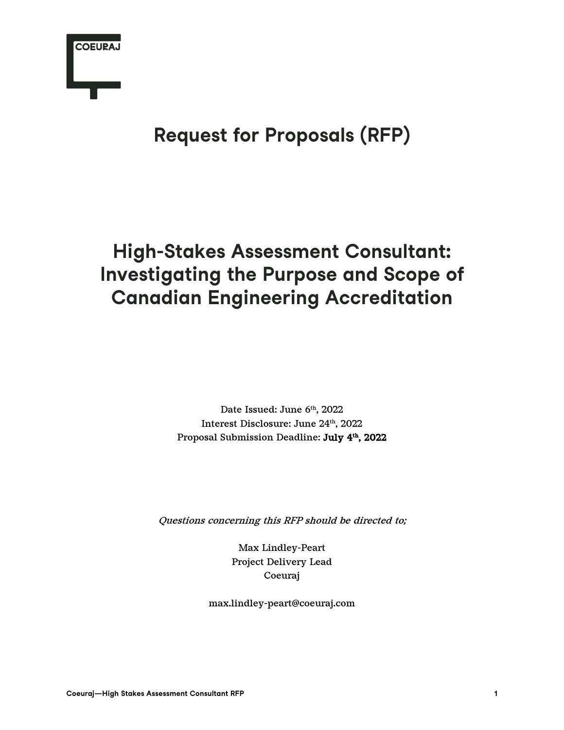COEURAJ

# Request for Proposals (RFP)

# High-Stakes Assessment Consultant: Investigating the Purpose and Scope of Canadian Engineering Accreditation

Date Issued: June 6th, 2022
Interest Disclosure: June 24th, 2022
Proposal Submission Deadline: **July 4th, 2022**

*Questions concerning this RFP should be directed to;*

Max Lindley-Peart
Project Delivery Lead
Coeuraj

max.lindley-peart@coeuraj.com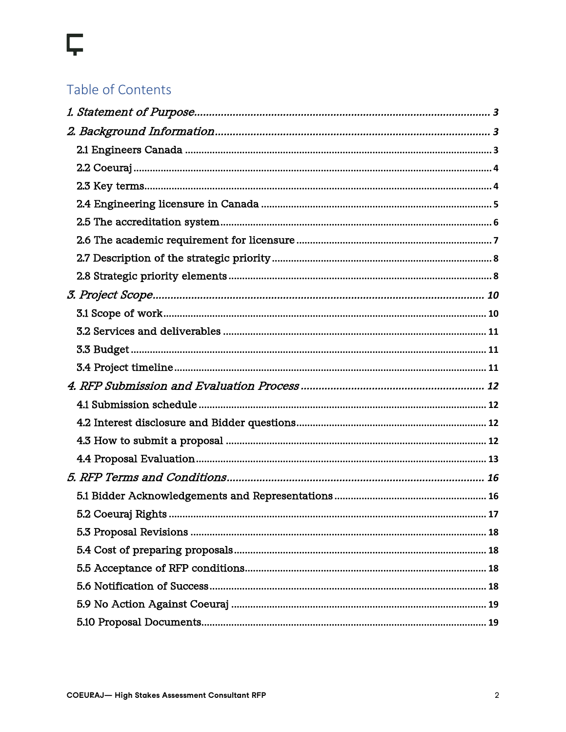## Table of Contents

*1. Statement of Purpose* ........................................................................ 3

*2. Background Information* .................................................................. 3

- 2.1 Engineers Canada ........................................................................ 3
- 2.2 Coeuraj ....................................................................................... 4
- 2.3 Key terms .................................................................................... 4
- 2.4 Engineering licensure in Canada .................................................. 5
- 2.5 The accreditation system ............................................................. 6
- 2.6 The academic requirement for licensure ....................................... 7
- 2.7 Description of the strategic priority ............................................. 8
- 2.8 Strategic priority elements ........................................................... 8

*3. Project Scope* ................................................................................. 10

- 3.1 Scope of work ............................................................................. 10
- 3.2 Services and deliverables ............................................................ 11
- 3.3 Budget ........................................................................................ 11
- 3.4 Project timeline ........................................................................... 11

*4. RFP Submission and Evaluation Process* ............................................ 12

- 4.1 Submission schedule ................................................................... 12
- 4.2 Interest disclosure and Bidder questions ...................................... 12
- 4.3 How to submit a proposal ............................................................ 12
- 4.4 Proposal Evaluation .................................................................... 13

*5. RFP Terms and Conditions* ................................................................ 16

- 5.1 Bidder Acknowledgements and Representations ........................... 16
- 5.2 Coeuraj Rights ............................................................................ 17
- 5.3 Proposal Revisions ...................................................................... 18
- 5.4 Cost of preparing proposals ......................................................... 18
- 5.5 Acceptance of RFP conditions ...................................................... 18
- 5.6 Notification of Success ................................................................ 18
- 5.9 No Action Against Coeuraj .......................................................... 19
- 5.10 Proposal Documents .................................................................. 19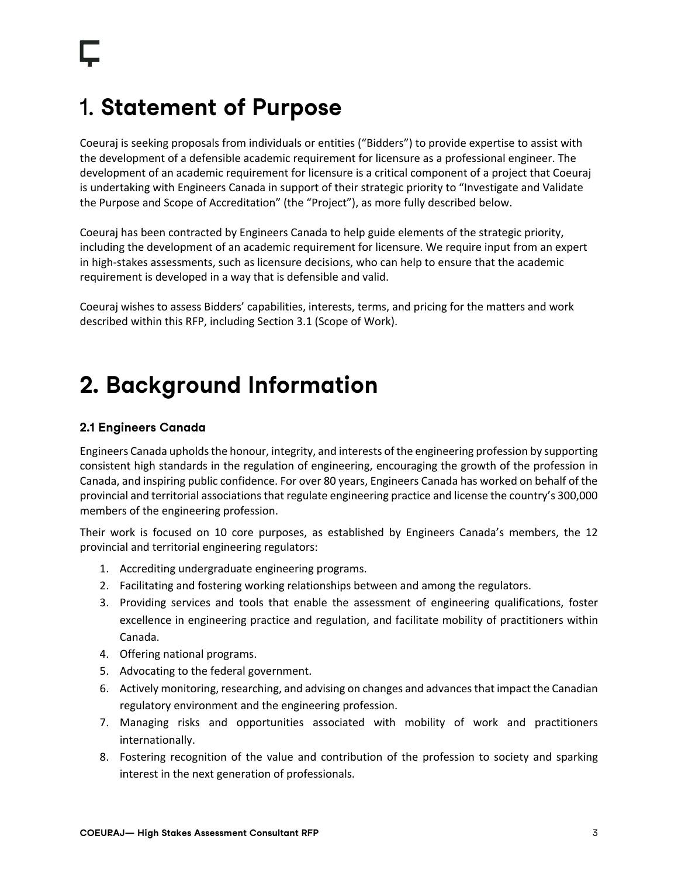# 1. Statement of Purpose

Coeuraj is seeking proposals from individuals or entities ("Bidders") to provide expertise to assist with the development of a defensible academic requirement for licensure as a professional engineer. The development of an academic requirement for licensure is a critical component of a project that Coeuraj is undertaking with Engineers Canada in support of their strategic priority to "Investigate and Validate the Purpose and Scope of Accreditation" (the "Project"), as more fully described below.

Coeuraj has been contracted by Engineers Canada to help guide elements of the strategic priority, including the development of an academic requirement for licensure. We require input from an expert in high-stakes assessments, such as licensure decisions, who can help to ensure that the academic requirement is developed in a way that is defensible and valid.

Coeuraj wishes to assess Bidders' capabilities, interests, terms, and pricing for the matters and work described within this RFP, including Section 3.1 (Scope of Work).

# 2. Background Information

### 2.1 Engineers Canada

Engineers Canada upholds the honour, integrity, and interests of the engineering profession by supporting consistent high standards in the regulation of engineering, encouraging the growth of the profession in Canada, and inspiring public confidence. For over 80 years, Engineers Canada has worked on behalf of the provincial and territorial associations that regulate engineering practice and license the country's 300,000 members of the engineering profession.

Their work is focused on 10 core purposes, as established by Engineers Canada's members, the 12 provincial and territorial engineering regulators:

1. Accrediting undergraduate engineering programs.
2. Facilitating and fostering working relationships between and among the regulators.
3. Providing services and tools that enable the assessment of engineering qualifications, foster excellence in engineering practice and regulation, and facilitate mobility of practitioners within Canada.
4. Offering national programs.
5. Advocating to the federal government.
6. Actively monitoring, researching, and advising on changes and advances that impact the Canadian regulatory environment and the engineering profession.
7. Managing risks and opportunities associated with mobility of work and practitioners internationally.
8. Fostering recognition of the value and contribution of the profession to society and sparking interest in the next generation of professionals.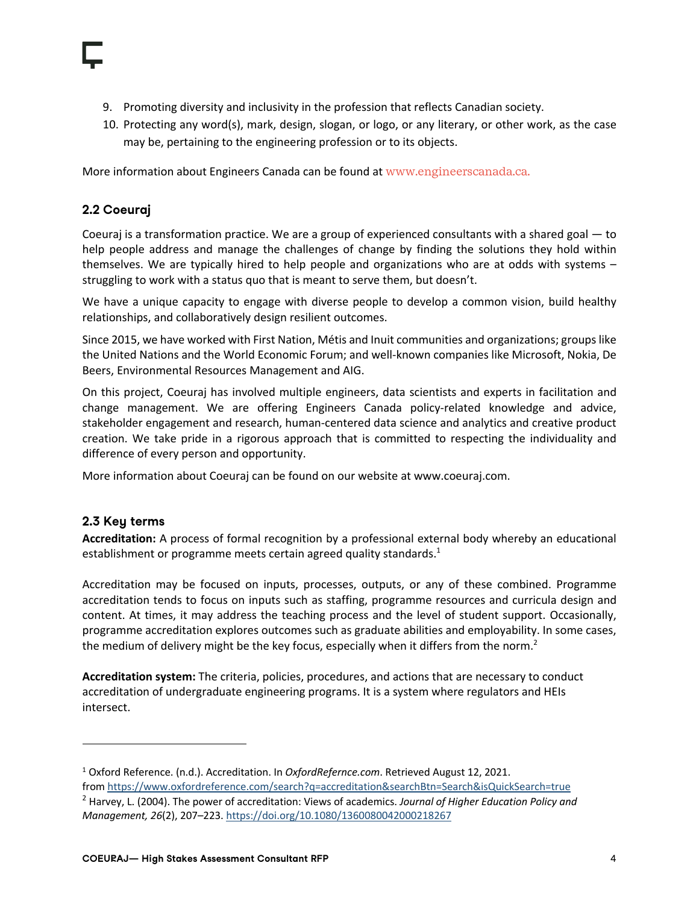9. Promoting diversity and inclusivity in the profession that reflects Canadian society.
10. Protecting any word(s), mark, design, slogan, or logo, or any literary, or other work, as the case may be, pertaining to the engineering profession or to its objects.

More information about Engineers Canada can be found at www.engineerscanada.ca.

## 2.2 Coeuraj

Coeuraj is a transformation practice. We are a group of experienced consultants with a shared goal — to help people address and manage the challenges of change by finding the solutions they hold within themselves. We are typically hired to help people and organizations who are at odds with systems – struggling to work with a status quo that is meant to serve them, but doesn't.

We have a unique capacity to engage with diverse people to develop a common vision, build healthy relationships, and collaboratively design resilient outcomes.

Since 2015, we have worked with First Nation, Métis and Inuit communities and organizations; groups like the United Nations and the World Economic Forum; and well-known companies like Microsoft, Nokia, De Beers, Environmental Resources Management and AIG.

On this project, Coeuraj has involved multiple engineers, data scientists and experts in facilitation and change management. We are offering Engineers Canada policy-related knowledge and advice, stakeholder engagement and research, human-centered data science and analytics and creative product creation. We take pride in a rigorous approach that is committed to respecting the individuality and difference of every person and opportunity.

More information about Coeuraj can be found on our website at www.coeuraj.com.

## 2.3 Key terms

**Accreditation:** A process of formal recognition by a professional external body whereby an educational establishment or programme meets certain agreed quality standards.[1]

Accreditation may be focused on inputs, processes, outputs, or any of these combined. Programme accreditation tends to focus on inputs such as staffing, programme resources and curricula design and content. At times, it may address the teaching process and the level of student support. Occasionally, programme accreditation explores outcomes such as graduate abilities and employability. In some cases, the medium of delivery might be the key focus, especially when it differs from the norm.[2]

**Accreditation system:** The criteria, policies, procedures, and actions that are necessary to conduct accreditation of undergraduate engineering programs. It is a system where regulators and HEIs intersect.

---

[1] Oxford Reference. (n.d.). Accreditation. In *OxfordRefernce.com*. Retrieved August 12, 2021. from https://www.oxfordreference.com/search?q=accreditation&searchBtn=Search&isQuickSearch=true

[2] Harvey, L. (2004). The power of accreditation: Views of academics. *Journal of Higher Education Policy and Management, 26*(2), 207–223. https://doi.org/10.1080/1360080042000218267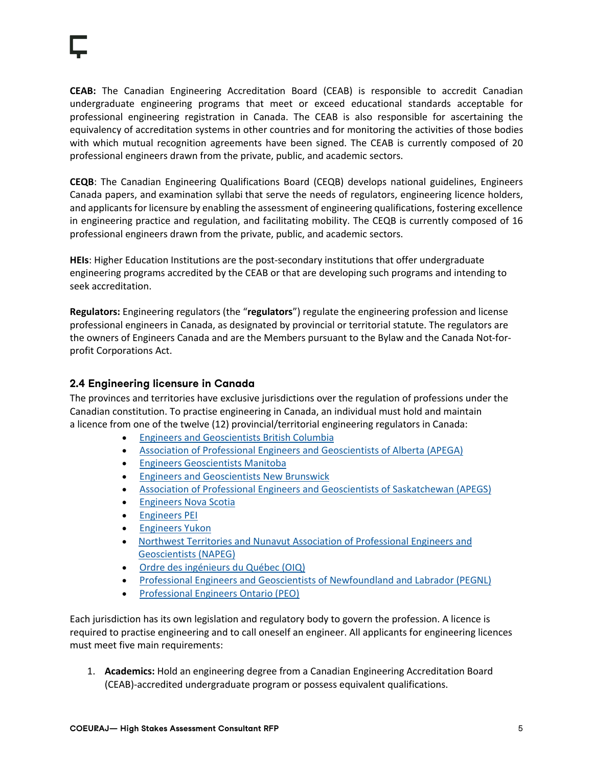**CEAB:** The Canadian Engineering Accreditation Board (CEAB) is responsible to accredit Canadian undergraduate engineering programs that meet or exceed educational standards acceptable for professional engineering registration in Canada. The CEAB is also responsible for ascertaining the equivalency of accreditation systems in other countries and for monitoring the activities of those bodies with which mutual recognition agreements have been signed. The CEAB is currently composed of 20 professional engineers drawn from the private, public, and academic sectors.

**CEQB**: The Canadian Engineering Qualifications Board (CEQB) develops national guidelines, Engineers Canada papers, and examination syllabi that serve the needs of regulators, engineering licence holders, and applicants for licensure by enabling the assessment of engineering qualifications, fostering excellence in engineering practice and regulation, and facilitating mobility. The CEQB is currently composed of 16 professional engineers drawn from the private, public, and academic sectors.

**HEIs**: Higher Education Institutions are the post-secondary institutions that offer undergraduate engineering programs accredited by the CEAB or that are developing such programs and intending to seek accreditation.

**Regulators:** Engineering regulators (the "**regulators**") regulate the engineering profession and license professional engineers in Canada, as designated by provincial or territorial statute. The regulators are the owners of Engineers Canada and are the Members pursuant to the Bylaw and the Canada Not-for-profit Corporations Act.

## 2.4 Engineering licensure in Canada

The provinces and territories have exclusive jurisdictions over the regulation of professions under the Canadian constitution. To practise engineering in Canada, an individual must hold and maintain a licence from one of the twelve (12) provincial/territorial engineering regulators in Canada:

- Engineers and Geoscientists British Columbia
- Association of Professional Engineers and Geoscientists of Alberta (APEGA)
- Engineers Geoscientists Manitoba
- Engineers and Geoscientists New Brunswick
- Association of Professional Engineers and Geoscientists of Saskatchewan (APEGS)
- Engineers Nova Scotia
- Engineers PEI
- Engineers Yukon
- Northwest Territories and Nunavut Association of Professional Engineers and Geoscientists (NAPEG)
- Ordre des ingénieurs du Québec (OIQ)
- Professional Engineers and Geoscientists of Newfoundland and Labrador (PEGNL)
- Professional Engineers Ontario (PEO)

Each jurisdiction has its own legislation and regulatory body to govern the profession. A licence is required to practise engineering and to call oneself an engineer. All applicants for engineering licences must meet five main requirements:

1. **Academics:** Hold an engineering degree from a Canadian Engineering Accreditation Board (CEAB)-accredited undergraduate program or possess equivalent qualifications.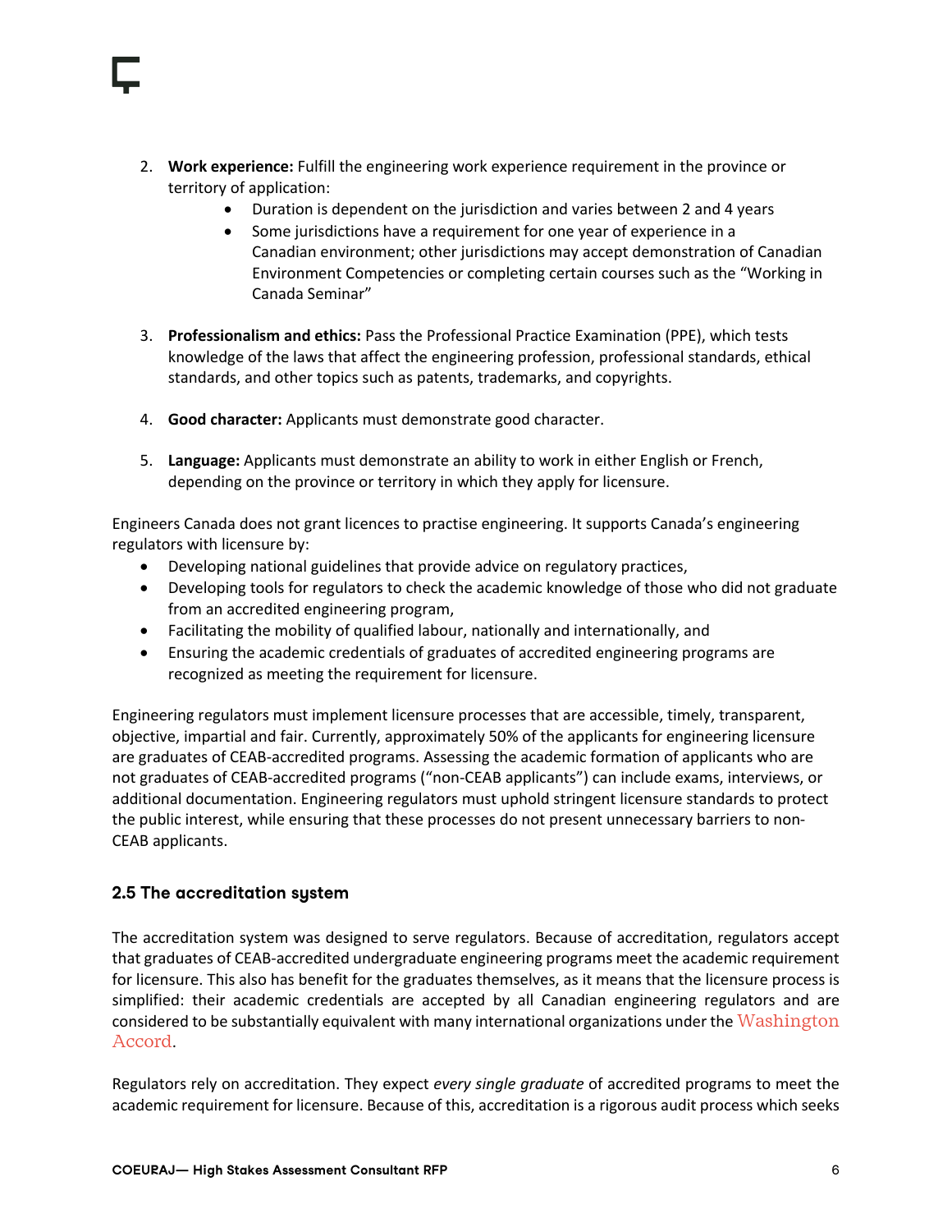2. **Work experience:** Fulfill the engineering work experience requirement in the province or territory of application:
    - Duration is dependent on the jurisdiction and varies between 2 and 4 years
    - Some jurisdictions have a requirement for one year of experience in a Canadian environment; other jurisdictions may accept demonstration of Canadian Environment Competencies or completing certain courses such as the "Working in Canada Seminar"

3. **Professionalism and ethics:** Pass the Professional Practice Examination (PPE), which tests knowledge of the laws that affect the engineering profession, professional standards, ethical standards, and other topics such as patents, trademarks, and copyrights.

4. **Good character:** Applicants must demonstrate good character.

5. **Language:** Applicants must demonstrate an ability to work in either English or French, depending on the province or territory in which they apply for licensure.

Engineers Canada does not grant licences to practise engineering. It supports Canada's engineering regulators with licensure by:

- Developing national guidelines that provide advice on regulatory practices,
- Developing tools for regulators to check the academic knowledge of those who did not graduate from an accredited engineering program,
- Facilitating the mobility of qualified labour, nationally and internationally, and
- Ensuring the academic credentials of graduates of accredited engineering programs are recognized as meeting the requirement for licensure.

Engineering regulators must implement licensure processes that are accessible, timely, transparent, objective, impartial and fair. Currently, approximately 50% of the applicants for engineering licensure are graduates of CEAB-accredited programs. Assessing the academic formation of applicants who are not graduates of CEAB-accredited programs ("non-CEAB applicants") can include exams, interviews, or additional documentation. Engineering regulators must uphold stringent licensure standards to protect the public interest, while ensuring that these processes do not present unnecessary barriers to non-CEAB applicants.

### 2.5 The accreditation system

The accreditation system was designed to serve regulators. Because of accreditation, regulators accept that graduates of CEAB-accredited undergraduate engineering programs meet the academic requirement for licensure. This also has benefit for the graduates themselves, as it means that the licensure process is simplified: their academic credentials are accepted by all Canadian engineering regulators and are considered to be substantially equivalent with many international organizations under the Washington Accord.

Regulators rely on accreditation. They expect *every single graduate* of accredited programs to meet the academic requirement for licensure. Because of this, accreditation is a rigorous audit process which seeks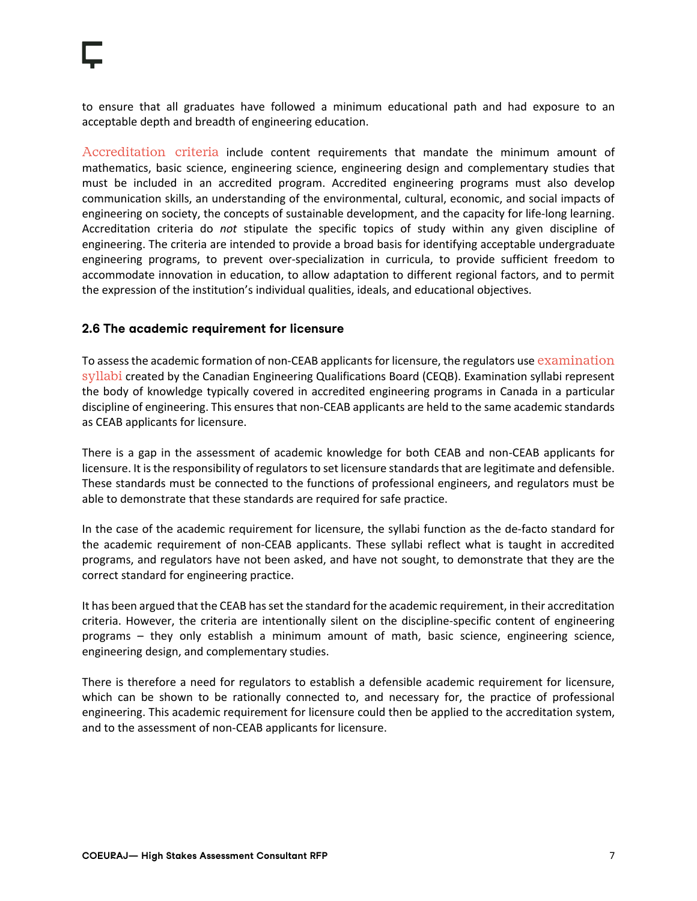to ensure that all graduates have followed a minimum educational path and had exposure to an acceptable depth and breadth of engineering education.

Accreditation criteria include content requirements that mandate the minimum amount of mathematics, basic science, engineering science, engineering design and complementary studies that must be included in an accredited program. Accredited engineering programs must also develop communication skills, an understanding of the environmental, cultural, economic, and social impacts of engineering on society, the concepts of sustainable development, and the capacity for life-long learning. Accreditation criteria do *not* stipulate the specific topics of study within any given discipline of engineering. The criteria are intended to provide a broad basis for identifying acceptable undergraduate engineering programs, to prevent over-specialization in curricula, to provide sufficient freedom to accommodate innovation in education, to allow adaptation to different regional factors, and to permit the expression of the institution's individual qualities, ideals, and educational objectives.

### 2.6 The academic requirement for licensure

To assess the academic formation of non-CEAB applicants for licensure, the regulators use examination syllabi created by the Canadian Engineering Qualifications Board (CEQB). Examination syllabi represent the body of knowledge typically covered in accredited engineering programs in Canada in a particular discipline of engineering. This ensures that non-CEAB applicants are held to the same academic standards as CEAB applicants for licensure.

There is a gap in the assessment of academic knowledge for both CEAB and non-CEAB applicants for licensure. It is the responsibility of regulators to set licensure standards that are legitimate and defensible. These standards must be connected to the functions of professional engineers, and regulators must be able to demonstrate that these standards are required for safe practice.

In the case of the academic requirement for licensure, the syllabi function as the de-facto standard for the academic requirement of non-CEAB applicants. These syllabi reflect what is taught in accredited programs, and regulators have not been asked, and have not sought, to demonstrate that they are the correct standard for engineering practice.

It has been argued that the CEAB has set the standard for the academic requirement, in their accreditation criteria. However, the criteria are intentionally silent on the discipline-specific content of engineering programs – they only establish a minimum amount of math, basic science, engineering science, engineering design, and complementary studies.

There is therefore a need for regulators to establish a defensible academic requirement for licensure, which can be shown to be rationally connected to, and necessary for, the practice of professional engineering. This academic requirement for licensure could then be applied to the accreditation system, and to the assessment of non-CEAB applicants for licensure.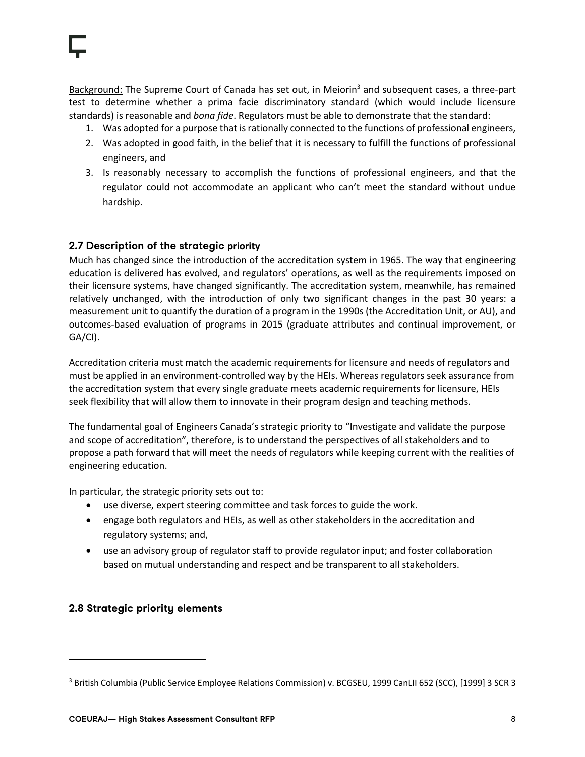Background: The Supreme Court of Canada has set out, in Meiorin[3] and subsequent cases, a three-part test to determine whether a prima facie discriminatory standard (which would include licensure standards) is reasonable and *bona fide*. Regulators must be able to demonstrate that the standard:

1. Was adopted for a purpose that is rationally connected to the functions of professional engineers,
2. Was adopted in good faith, in the belief that it is necessary to fulfill the functions of professional engineers, and
3. Is reasonably necessary to accomplish the functions of professional engineers, and that the regulator could not accommodate an applicant who can't meet the standard without undue hardship.

### 2.7 Description of the strategic priority

Much has changed since the introduction of the accreditation system in 1965. The way that engineering education is delivered has evolved, and regulators' operations, as well as the requirements imposed on their licensure systems, have changed significantly. The accreditation system, meanwhile, has remained relatively unchanged, with the introduction of only two significant changes in the past 30 years: a measurement unit to quantify the duration of a program in the 1990s (the Accreditation Unit, or AU), and outcomes-based evaluation of programs in 2015 (graduate attributes and continual improvement, or GA/CI).

Accreditation criteria must match the academic requirements for licensure and needs of regulators and must be applied in an environment-controlled way by the HEIs. Whereas regulators seek assurance from the accreditation system that every single graduate meets academic requirements for licensure, HEIs seek flexibility that will allow them to innovate in their program design and teaching methods.

The fundamental goal of Engineers Canada's strategic priority to "Investigate and validate the purpose and scope of accreditation", therefore, is to understand the perspectives of all stakeholders and to propose a path forward that will meet the needs of regulators while keeping current with the realities of engineering education.

In particular, the strategic priority sets out to:

- use diverse, expert steering committee and task forces to guide the work.
- engage both regulators and HEIs, as well as other stakeholders in the accreditation and regulatory systems; and,
- use an advisory group of regulator staff to provide regulator input; and foster collaboration based on mutual understanding and respect and be transparent to all stakeholders.

### 2.8 Strategic priority elements

[3] British Columbia (Public Service Employee Relations Commission) v. BCGSEU, 1999 CanLII 652 (SCC), [1999] 3 SCR 3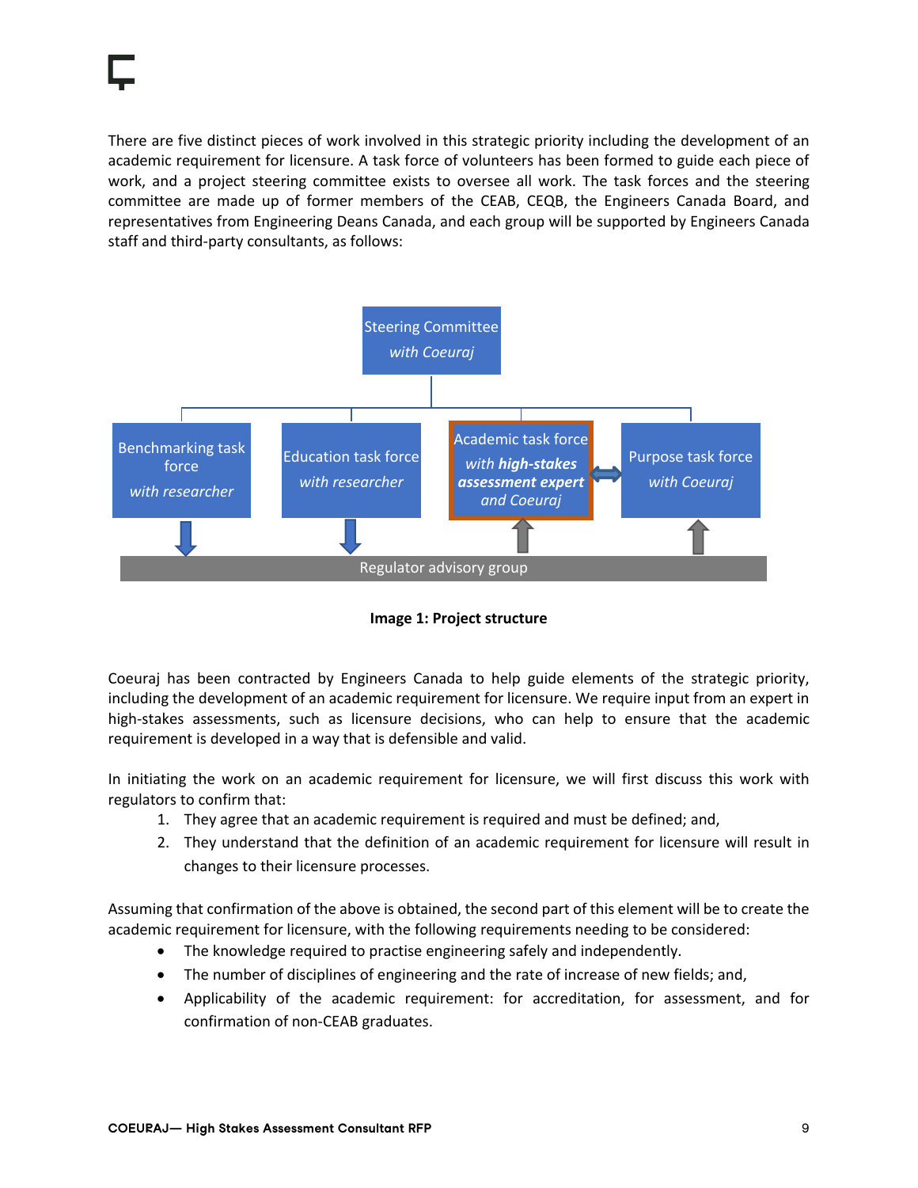There are five distinct pieces of work involved in this strategic priority including the development of an academic requirement for licensure. A task force of volunteers has been formed to guide each piece of work, and a project steering committee exists to oversee all work. The task forces and the steering committee are made up of former members of the CEAB, CEQB, the Engineers Canada Board, and representatives from Engineering Deans Canada, and each group will be supported by Engineers Canada staff and third-party consultants, as follows:

Steering Committee *with Coeuraj*

Benchmarking task force *with researcher*

Education task force *with researcher*

Academic task force *with **high-stakes assessment expert** and Coeuraj*

Purpose task force *with Coeuraj*

Regulator advisory group

**Image 1: Project structure**

Coeuraj has been contracted by Engineers Canada to help guide elements of the strategic priority, including the development of an academic requirement for licensure. We require input from an expert in high-stakes assessments, such as licensure decisions, who can help to ensure that the academic requirement is developed in a way that is defensible and valid.

In initiating the work on an academic requirement for licensure, we will first discuss this work with regulators to confirm that:

1. They agree that an academic requirement is required and must be defined; and,
2. They understand that the definition of an academic requirement for licensure will result in changes to their licensure processes.

Assuming that confirmation of the above is obtained, the second part of this element will be to create the academic requirement for licensure, with the following requirements needing to be considered:

- The knowledge required to practise engineering safely and independently.
- The number of disciplines of engineering and the rate of increase of new fields; and,
- Applicability of the academic requirement: for accreditation, for assessment, and for confirmation of non-CEAB graduates.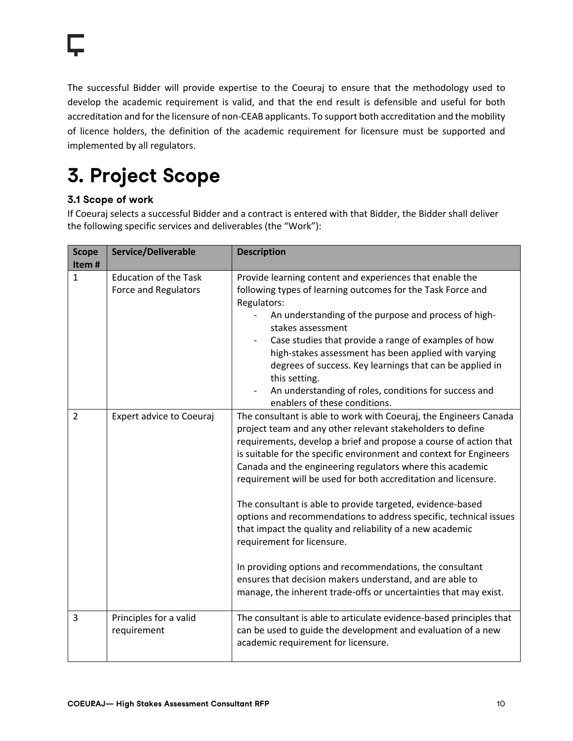The successful Bidder will provide expertise to the Coeuraj to ensure that the methodology used to develop the academic requirement is valid, and that the end result is defensible and useful for both accreditation and for the licensure of non-CEAB applicants. To support both accreditation and the mobility of licence holders, the definition of the academic requirement for licensure must be supported and implemented by all regulators.

# 3. Project Scope

### 3.1 Scope of work

If Coeuraj selects a successful Bidder and a contract is entered with that Bidder, the Bidder shall deliver the following specific services and deliverables (the "Work"):

| Scope Item # | Service/Deliverable | Description |
|---|---|---|
| 1 | Education of the Task Force and Regulators | Provide learning content and experiences that enable the following types of learning outcomes for the Task Force and Regulators:<br>- An understanding of the purpose and process of high-stakes assessment<br>- Case studies that provide a range of examples of how high-stakes assessment has been applied with varying degrees of success. Key learnings that can be applied in this setting.<br>- An understanding of roles, conditions for success and enablers of these conditions. |
| 2 | Expert advice to Coeuraj | The consultant is able to work with Coeuraj, the Engineers Canada project team and any other relevant stakeholders to define requirements, develop a brief and propose a course of action that is suitable for the specific environment and context for Engineers Canada and the engineering regulators where this academic requirement will be used for both accreditation and licensure.<br><br>The consultant is able to provide targeted, evidence-based options and recommendations to address specific, technical issues that impact the quality and reliability of a new academic requirement for licensure.<br><br>In providing options and recommendations, the consultant ensures that decision makers understand, and are able to manage, the inherent trade-offs or uncertainties that may exist. |
| 3 | Principles for a valid requirement | The consultant is able to articulate evidence-based principles that can be used to guide the development and evaluation of a new academic requirement for licensure. |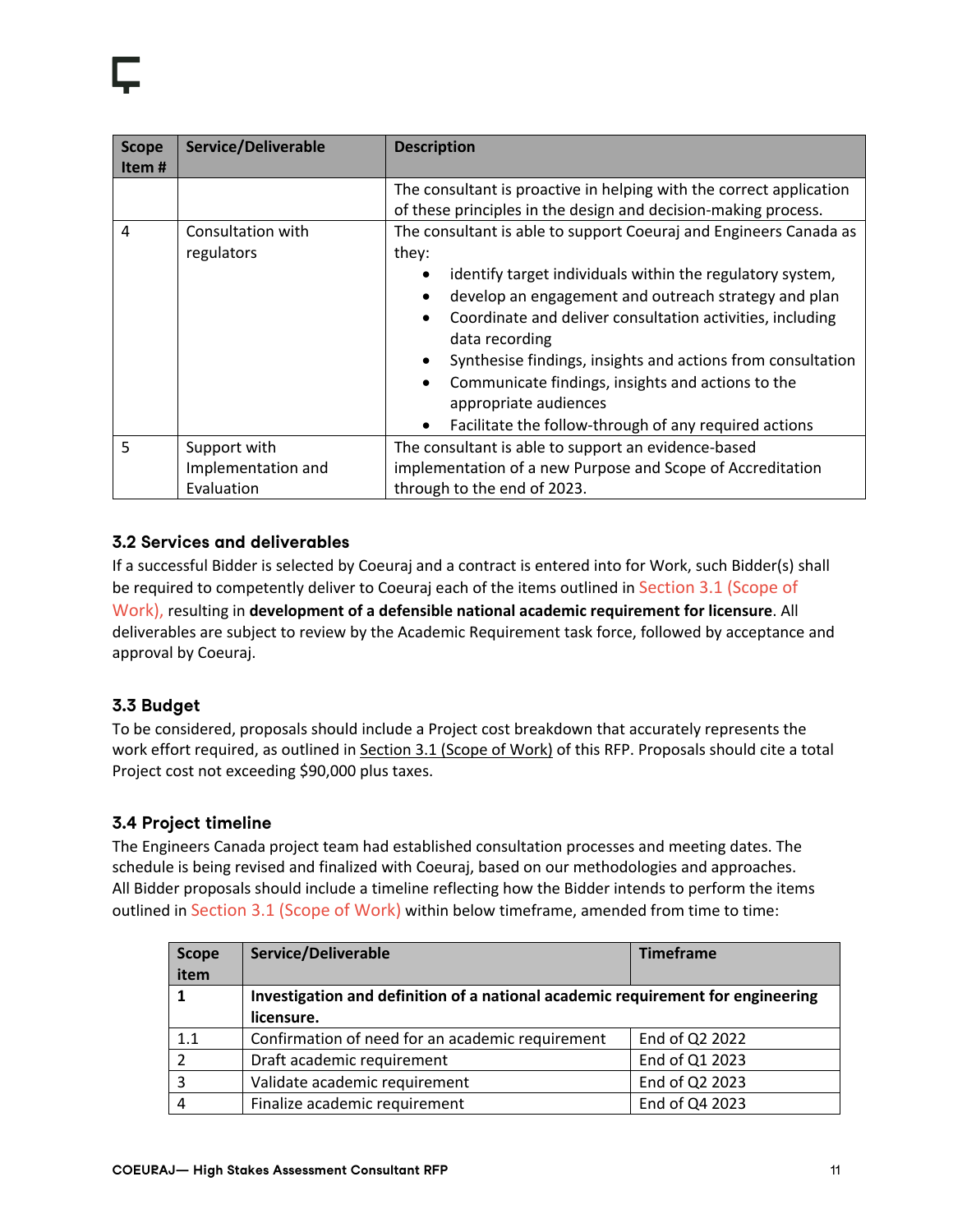| Scope Item # | Service/Deliverable | Description |
|---|---|---|
| | | The consultant is proactive in helping with the correct application of these principles in the design and decision-making process. |
| 4 | Consultation with regulators | The consultant is able to support Coeuraj and Engineers Canada as they:<br>• identify target individuals within the regulatory system,<br>• develop an engagement and outreach strategy and plan<br>• Coordinate and deliver consultation activities, including data recording<br>• Synthesise findings, insights and actions from consultation<br>• Communicate findings, insights and actions to the appropriate audiences<br>• Facilitate the follow-through of any required actions |
| 5 | Support with Implementation and Evaluation | The consultant is able to support an evidence-based implementation of a new Purpose and Scope of Accreditation through to the end of 2023. |

### 3.2 Services and deliverables

If a successful Bidder is selected by Coeuraj and a contract is entered into for Work, such Bidder(s) shall be required to competently deliver to Coeuraj each of the items outlined in Section 3.1 (Scope of Work), resulting in **development of a defensible national academic requirement for licensure**. All deliverables are subject to review by the Academic Requirement task force, followed by acceptance and approval by Coeuraj.

### 3.3 Budget

To be considered, proposals should include a Project cost breakdown that accurately represents the work effort required, as outlined in Section 3.1 (Scope of Work) of this RFP. Proposals should cite a total Project cost not exceeding $90,000 plus taxes.

### 3.4 Project timeline

The Engineers Canada project team had established consultation processes and meeting dates. The schedule is being revised and finalized with Coeuraj, based on our methodologies and approaches. All Bidder proposals should include a timeline reflecting how the Bidder intends to perform the items outlined in Section 3.1 (Scope of Work) within below timeframe, amended from time to time:

| Scope item | Service/Deliverable | Timeframe |
|---|---|---|
| **1** | **Investigation and definition of a national academic requirement for engineering licensure.** | |
| 1.1 | Confirmation of need for an academic requirement | End of Q2 2022 |
| 2 | Draft academic requirement | End of Q1 2023 |
| 3 | Validate academic requirement | End of Q2 2023 |
| 4 | Finalize academic requirement | End of Q4 2023 |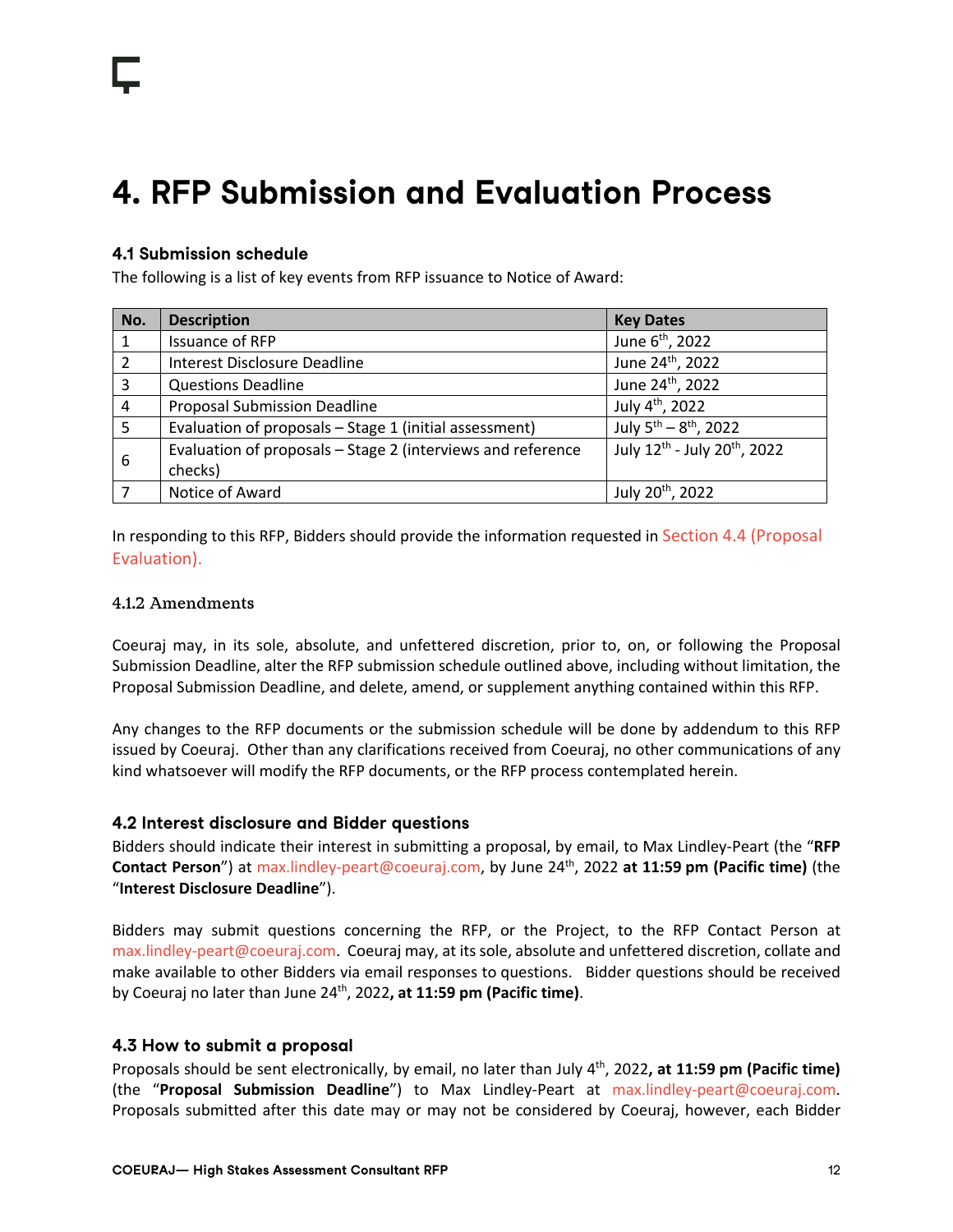# 4. RFP Submission and Evaluation Process

### 4.1 Submission schedule

The following is a list of key events from RFP issuance to Notice of Award:

| No. | Description | Key Dates |
|---|---|---|
| 1 | Issuance of RFP | June 6th, 2022 |
| 2 | Interest Disclosure Deadline | June 24th, 2022 |
| 3 | Questions Deadline | June 24th, 2022 |
| 4 | Proposal Submission Deadline | July 4th, 2022 |
| 5 | Evaluation of proposals – Stage 1 (initial assessment) | July 5th – 8th, 2022 |
| 6 | Evaluation of proposals – Stage 2 (interviews and reference checks) | July 12th - July 20th, 2022 |
| 7 | Notice of Award | July 20th, 2022 |

In responding to this RFP, Bidders should provide the information requested in Section 4.4 (Proposal Evaluation).

#### 4.1.2 Amendments

Coeuraj may, in its sole, absolute, and unfettered discretion, prior to, on, or following the Proposal Submission Deadline, alter the RFP submission schedule outlined above, including without limitation, the Proposal Submission Deadline, and delete, amend, or supplement anything contained within this RFP.

Any changes to the RFP documents or the submission schedule will be done by addendum to this RFP issued by Coeuraj. Other than any clarifications received from Coeuraj, no other communications of any kind whatsoever will modify the RFP documents, or the RFP process contemplated herein.

### 4.2 Interest disclosure and Bidder questions

Bidders should indicate their interest in submitting a proposal, by email, to Max Lindley-Peart (the "**RFP Contact Person**") at max.lindley-peart@coeuraj.com, by June 24th, 2022 **at 11:59 pm (Pacific time)** (the "**Interest Disclosure Deadline**").

Bidders may submit questions concerning the RFP, or the Project, to the RFP Contact Person at max.lindley-peart@coeuraj.com. Coeuraj may, at its sole, absolute and unfettered discretion, collate and make available to other Bidders via email responses to questions. Bidder questions should be received by Coeuraj no later than June 24th, 2022**, at 11:59 pm (Pacific time)**.

### 4.3 How to submit a proposal

Proposals should be sent electronically, by email, no later than July 4th, 2022**, at 11:59 pm (Pacific time)** (the "**Proposal Submission Deadline**") to Max Lindley-Peart at max.lindley-peart@coeuraj.com. Proposals submitted after this date may or may not be considered by Coeuraj, however, each Bidder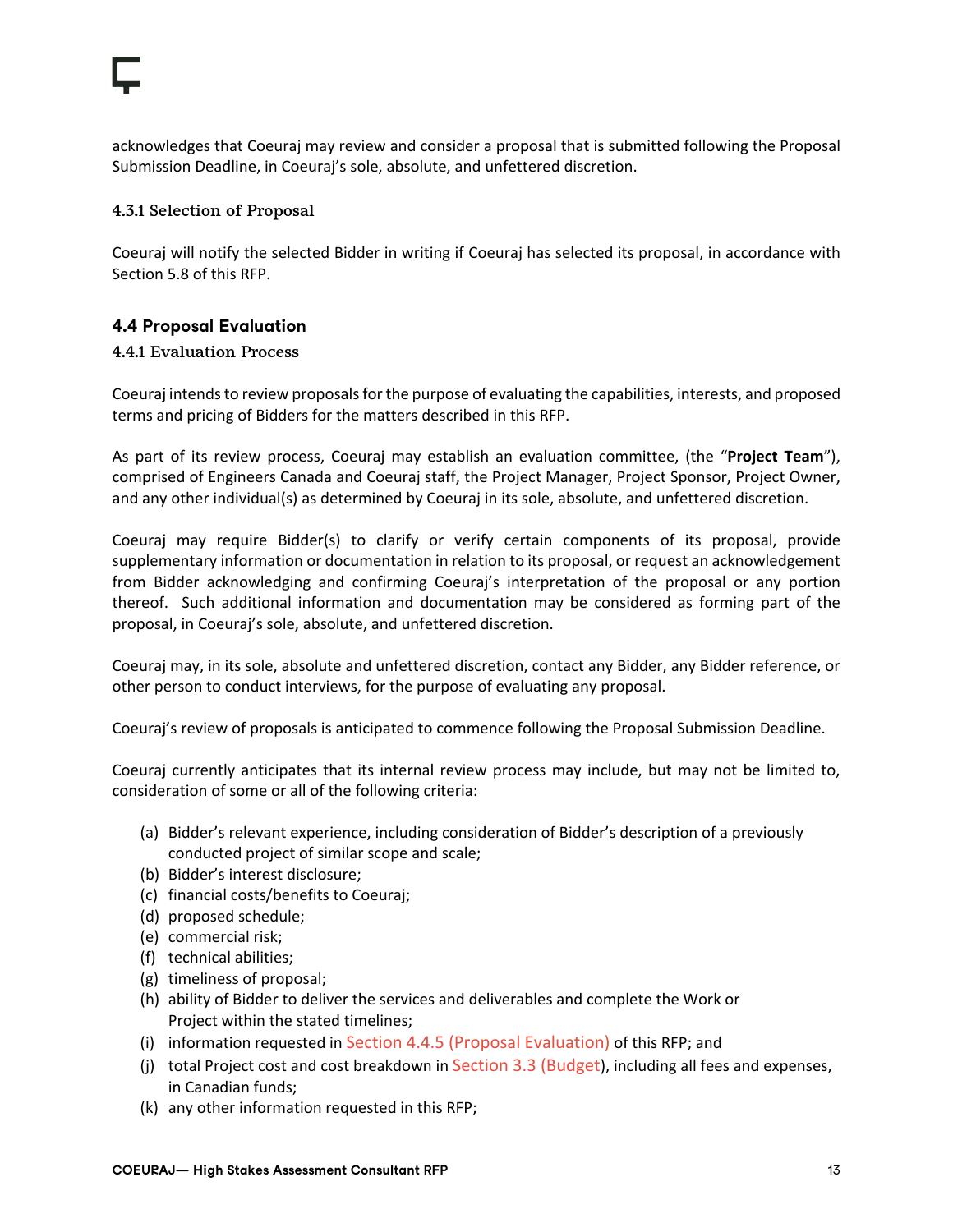acknowledges that Coeuraj may review and consider a proposal that is submitted following the Proposal Submission Deadline, in Coeuraj's sole, absolute, and unfettered discretion.

#### 4.3.1 Selection of Proposal

Coeuraj will notify the selected Bidder in writing if Coeuraj has selected its proposal, in accordance with Section 5.8 of this RFP.

### 4.4 Proposal Evaluation

#### 4.4.1 Evaluation Process

Coeuraj intends to review proposals for the purpose of evaluating the capabilities, interests, and proposed terms and pricing of Bidders for the matters described in this RFP.

As part of its review process, Coeuraj may establish an evaluation committee, (the "**Project Team**"), comprised of Engineers Canada and Coeuraj staff, the Project Manager, Project Sponsor, Project Owner, and any other individual(s) as determined by Coeuraj in its sole, absolute, and unfettered discretion.

Coeuraj may require Bidder(s) to clarify or verify certain components of its proposal, provide supplementary information or documentation in relation to its proposal, or request an acknowledgement from Bidder acknowledging and confirming Coeuraj's interpretation of the proposal or any portion thereof. Such additional information and documentation may be considered as forming part of the proposal, in Coeuraj's sole, absolute, and unfettered discretion.

Coeuraj may, in its sole, absolute and unfettered discretion, contact any Bidder, any Bidder reference, or other person to conduct interviews, for the purpose of evaluating any proposal.

Coeuraj's review of proposals is anticipated to commence following the Proposal Submission Deadline.

Coeuraj currently anticipates that its internal review process may include, but may not be limited to, consideration of some or all of the following criteria:

(a) Bidder's relevant experience, including consideration of Bidder's description of a previously conducted project of similar scope and scale;
(b) Bidder's interest disclosure;
(c) financial costs/benefits to Coeuraj;
(d) proposed schedule;
(e) commercial risk;
(f) technical abilities;
(g) timeliness of proposal;
(h) ability of Bidder to deliver the services and deliverables and complete the Work or Project within the stated timelines;
(i) information requested in Section 4.4.5 (Proposal Evaluation) of this RFP; and
(j) total Project cost and cost breakdown in Section 3.3 (Budget), including all fees and expenses, in Canadian funds;
(k) any other information requested in this RFP;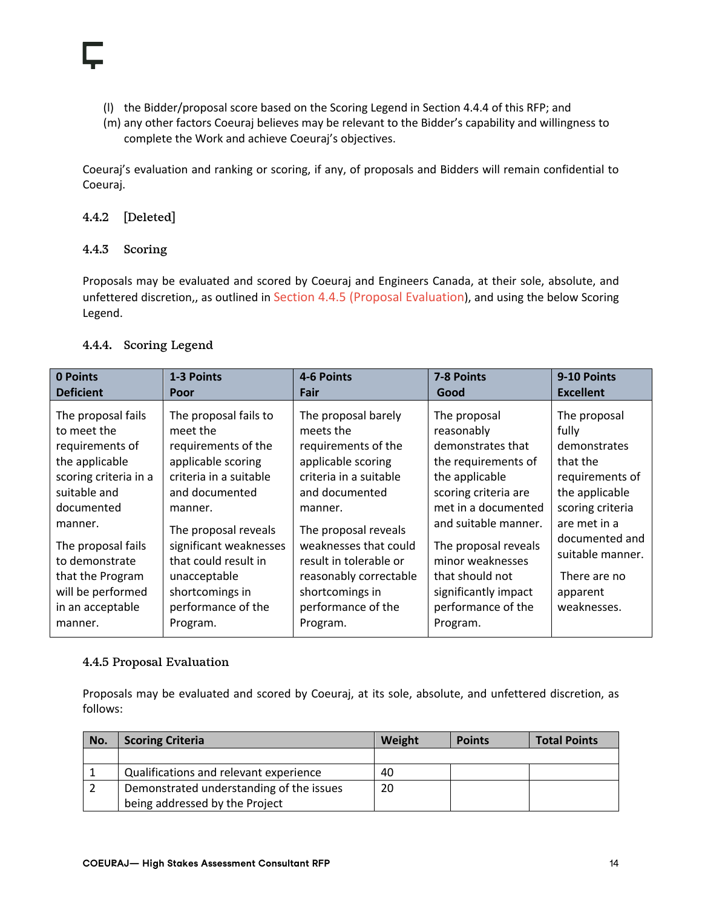(l) the Bidder/proposal score based on the Scoring Legend in Section 4.4.4 of this RFP; and

(m) any other factors Coeuraj believes may be relevant to the Bidder's capability and willingness to complete the Work and achieve Coeuraj's objectives.

Coeuraj's evaluation and ranking or scoring, if any, of proposals and Bidders will remain confidential to Coeuraj.

### 4.4.2 [Deleted]

### 4.4.3 Scoring

Proposals may be evaluated and scored by Coeuraj and Engineers Canada, at their sole, absolute, and unfettered discretion,, as outlined in Section 4.4.5 (Proposal Evaluation), and using the below Scoring Legend.

### 4.4.4. Scoring Legend

| **0 Points**<br>**Deficient** | **1-3 Points**<br>**Poor** | **4-6 Points**<br>**Fair** | **7-8 Points**<br>**Good** | **9-10 Points**<br>**Excellent** |
|---|---|---|---|---|
| The proposal fails to meet the requirements of the applicable scoring criteria in a suitable and documented manner.<br><br>The proposal fails to demonstrate that the Program will be performed in an acceptable manner. | The proposal fails to meet the requirements of the applicable scoring criteria in a suitable and documented manner.<br><br>The proposal reveals significant weaknesses that could result in unacceptable shortcomings in performance of the Program. | The proposal barely meets the requirements of the applicable scoring criteria in a suitable and documented manner.<br><br>The proposal reveals weaknesses that could result in tolerable or reasonably correctable shortcomings in performance of the Program. | The proposal reasonably demonstrates that the requirements of the applicable scoring criteria are met in a documented and suitable manner.<br><br>The proposal reveals minor weaknesses that should not significantly impact performance of the Program. | The proposal fully demonstrates that the requirements of the applicable scoring criteria are met in a documented and suitable manner.<br><br>There are no apparent weaknesses. |

### 4.4.5 Proposal Evaluation

Proposals may be evaluated and scored by Coeuraj, at its sole, absolute, and unfettered discretion, as follows:

| No. | Scoring Criteria | Weight | Points | Total Points |
|---|---|---|---|---|
| | | | | |
| 1 | Qualifications and relevant experience | 40 | | |
| 2 | Demonstrated understanding of the issues being addressed by the Project | 20 | | |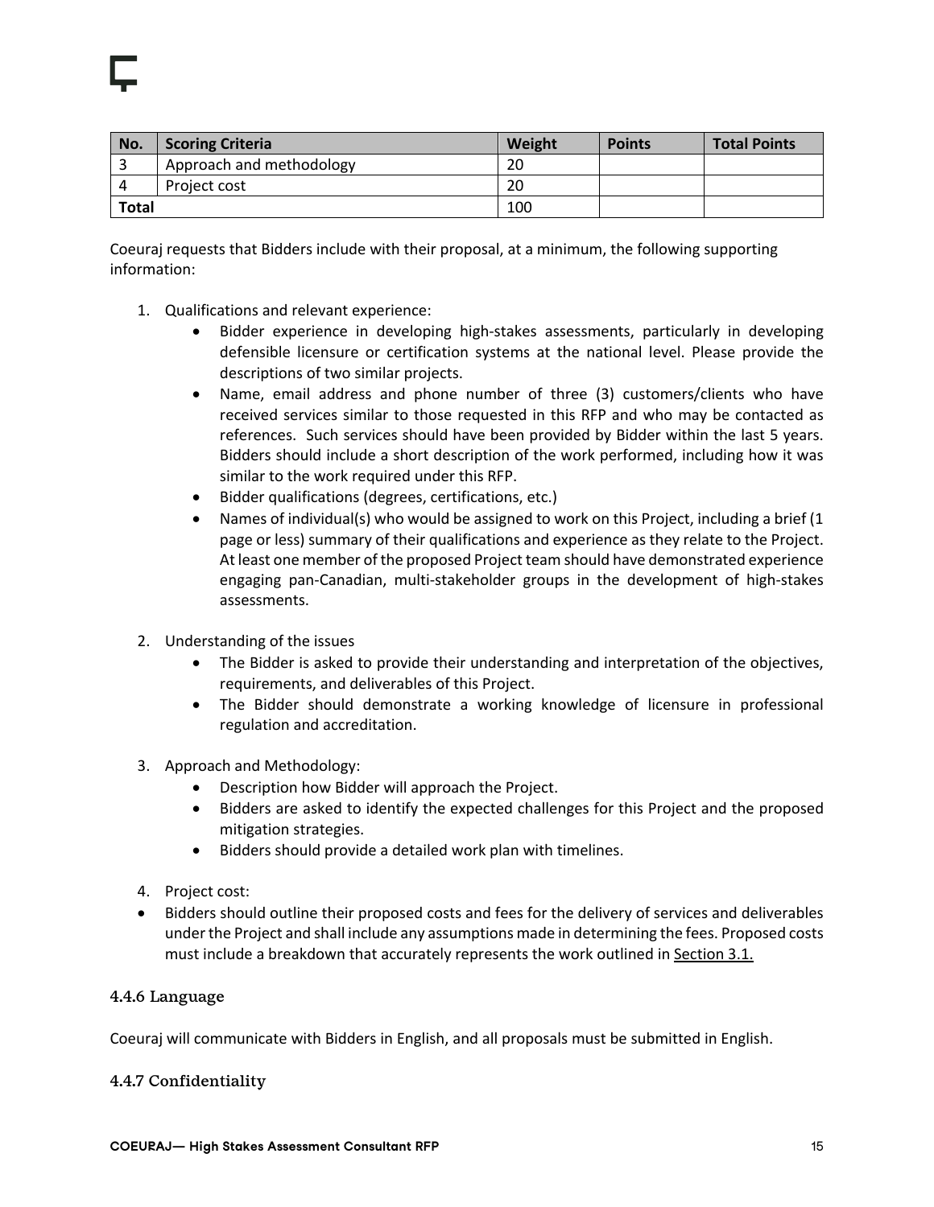| No. | Scoring Criteria | Weight | Points | Total Points |
| --- | --- | --- | --- | --- |
| 3 | Approach and methodology | 20 | | |
| 4 | Project cost | 20 | | |
| **Total** | | 100 | | |

Coeuraj requests that Bidders include with their proposal, at a minimum, the following supporting information:

1. Qualifications and relevant experience:
   - Bidder experience in developing high-stakes assessments, particularly in developing defensible licensure or certification systems at the national level. Please provide the descriptions of two similar projects.
   - Name, email address and phone number of three (3) customers/clients who have received services similar to those requested in this RFP and who may be contacted as references. Such services should have been provided by Bidder within the last 5 years. Bidders should include a short description of the work performed, including how it was similar to the work required under this RFP.
   - Bidder qualifications (degrees, certifications, etc.)
   - Names of individual(s) who would be assigned to work on this Project, including a brief (1 page or less) summary of their qualifications and experience as they relate to the Project. At least one member of the proposed Project team should have demonstrated experience engaging pan-Canadian, multi-stakeholder groups in the development of high-stakes assessments.

2. Understanding of the issues
   - The Bidder is asked to provide their understanding and interpretation of the objectives, requirements, and deliverables of this Project.
   - The Bidder should demonstrate a working knowledge of licensure in professional regulation and accreditation.

3. Approach and Methodology:
   - Description how Bidder will approach the Project.
   - Bidders are asked to identify the expected challenges for this Project and the proposed mitigation strategies.
   - Bidders should provide a detailed work plan with timelines.

4. Project cost:

- Bidders should outline their proposed costs and fees for the delivery of services and deliverables under the Project and shall include any assumptions made in determining the fees. Proposed costs must include a breakdown that accurately represents the work outlined in Section 3.1.

### 4.4.6 Language

Coeuraj will communicate with Bidders in English, and all proposals must be submitted in English.

### 4.4.7 Confidentiality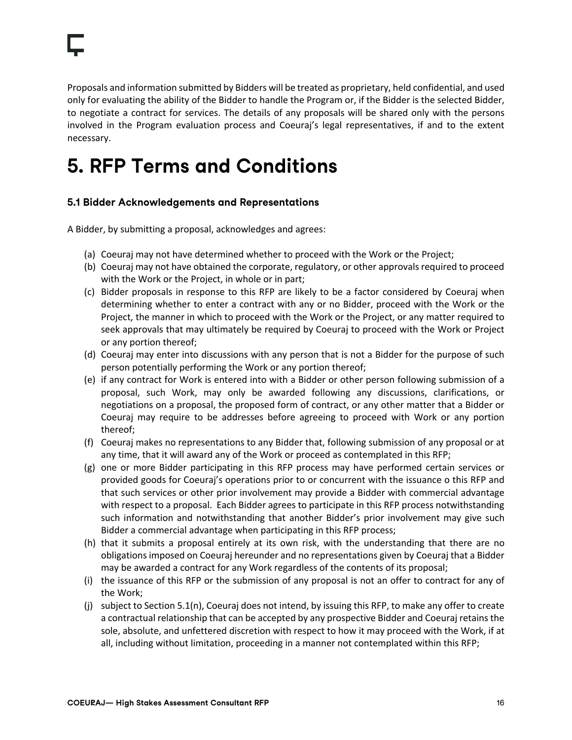Proposals and information submitted by Bidders will be treated as proprietary, held confidential, and used only for evaluating the ability of the Bidder to handle the Program or, if the Bidder is the selected Bidder, to negotiate a contract for services. The details of any proposals will be shared only with the persons involved in the Program evaluation process and Coeuraj's legal representatives, if and to the extent necessary.

# 5. RFP Terms and Conditions

### 5.1 Bidder Acknowledgements and Representations

A Bidder, by submitting a proposal, acknowledges and agrees:

(a) Coeuraj may not have determined whether to proceed with the Work or the Project;

(b) Coeuraj may not have obtained the corporate, regulatory, or other approvals required to proceed with the Work or the Project, in whole or in part;

(c) Bidder proposals in response to this RFP are likely to be a factor considered by Coeuraj when determining whether to enter a contract with any or no Bidder, proceed with the Work or the Project, the manner in which to proceed with the Work or the Project, or any matter required to seek approvals that may ultimately be required by Coeuraj to proceed with the Work or Project or any portion thereof;

(d) Coeuraj may enter into discussions with any person that is not a Bidder for the purpose of such person potentially performing the Work or any portion thereof;

(e) if any contract for Work is entered into with a Bidder or other person following submission of a proposal, such Work, may only be awarded following any discussions, clarifications, or negotiations on a proposal, the proposed form of contract, or any other matter that a Bidder or Coeuraj may require to be addresses before agreeing to proceed with Work or any portion thereof;

(f) Coeuraj makes no representations to any Bidder that, following submission of any proposal or at any time, that it will award any of the Work or proceed as contemplated in this RFP;

(g) one or more Bidder participating in this RFP process may have performed certain services or provided goods for Coeuraj's operations prior to or concurrent with the issuance o this RFP and that such services or other prior involvement may provide a Bidder with commercial advantage with respect to a proposal. Each Bidder agrees to participate in this RFP process notwithstanding such information and notwithstanding that another Bidder's prior involvement may give such Bidder a commercial advantage when participating in this RFP process;

(h) that it submits a proposal entirely at its own risk, with the understanding that there are no obligations imposed on Coeuraj hereunder and no representations given by Coeuraj that a Bidder may be awarded a contract for any Work regardless of the contents of its proposal;

(i) the issuance of this RFP or the submission of any proposal is not an offer to contract for any of the Work;

(j) subject to Section 5.1(n), Coeuraj does not intend, by issuing this RFP, to make any offer to create a contractual relationship that can be accepted by any prospective Bidder and Coeuraj retains the sole, absolute, and unfettered discretion with respect to how it may proceed with the Work, if at all, including without limitation, proceeding in a manner not contemplated within this RFP;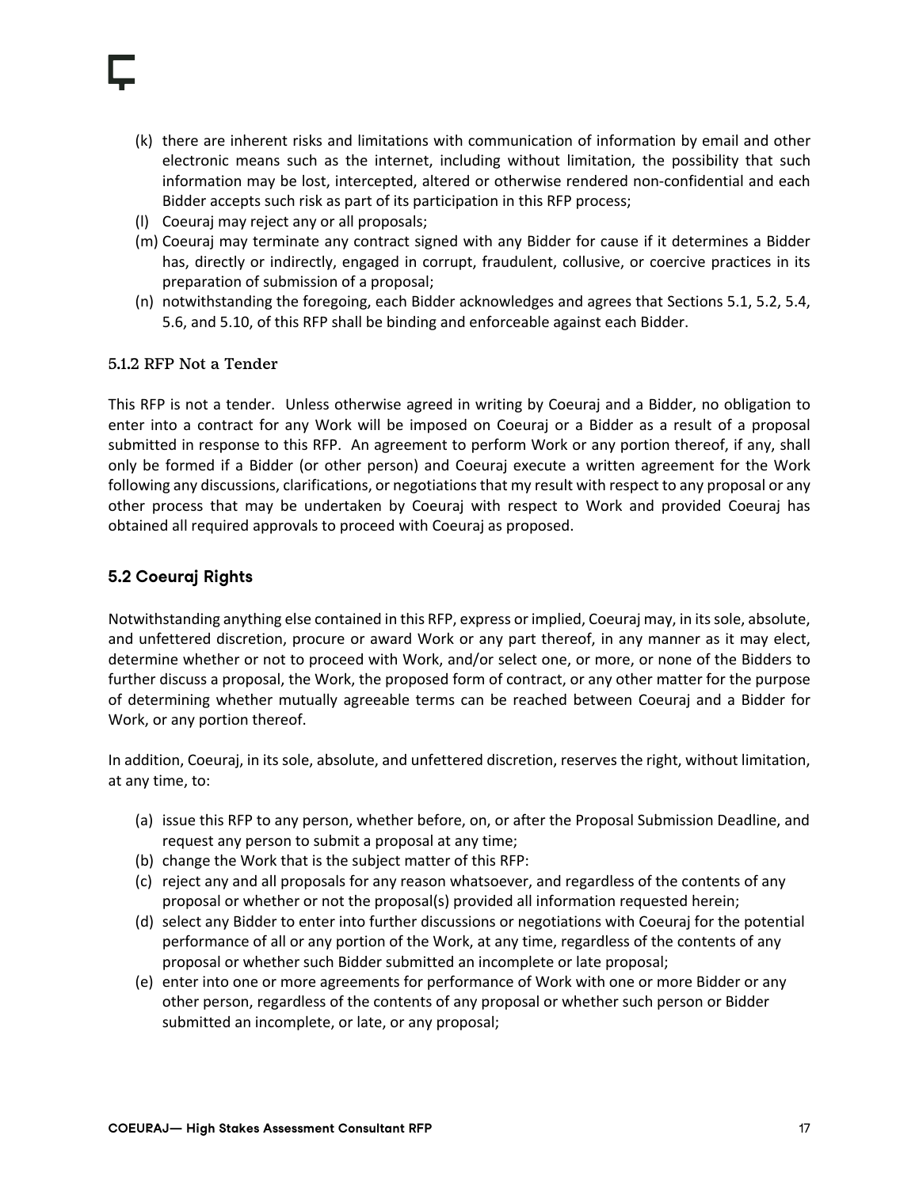(k) there are inherent risks and limitations with communication of information by email and other electronic means such as the internet, including without limitation, the possibility that such information may be lost, intercepted, altered or otherwise rendered non-confidential and each Bidder accepts such risk as part of its participation in this RFP process;
(l) Coeuraj may reject any or all proposals;
(m) Coeuraj may terminate any contract signed with any Bidder for cause if it determines a Bidder has, directly or indirectly, engaged in corrupt, fraudulent, collusive, or coercive practices in its preparation of submission of a proposal;
(n) notwithstanding the foregoing, each Bidder acknowledges and agrees that Sections 5.1, 5.2, 5.4, 5.6, and 5.10, of this RFP shall be binding and enforceable against each Bidder.

#### 5.1.2 RFP Not a Tender

This RFP is not a tender. Unless otherwise agreed in writing by Coeuraj and a Bidder, no obligation to enter into a contract for any Work will be imposed on Coeuraj or a Bidder as a result of a proposal submitted in response to this RFP. An agreement to perform Work or any portion thereof, if any, shall only be formed if a Bidder (or other person) and Coeuraj execute a written agreement for the Work following any discussions, clarifications, or negotiations that my result with respect to any proposal or any other process that may be undertaken by Coeuraj with respect to Work and provided Coeuraj has obtained all required approvals to proceed with Coeuraj as proposed.

### 5.2 Coeuraj Rights

Notwithstanding anything else contained in this RFP, express or implied, Coeuraj may, in its sole, absolute, and unfettered discretion, procure or award Work or any part thereof, in any manner as it may elect, determine whether or not to proceed with Work, and/or select one, or more, or none of the Bidders to further discuss a proposal, the Work, the proposed form of contract, or any other matter for the purpose of determining whether mutually agreeable terms can be reached between Coeuraj and a Bidder for Work, or any portion thereof.

In addition, Coeuraj, in its sole, absolute, and unfettered discretion, reserves the right, without limitation, at any time, to:

(a) issue this RFP to any person, whether before, on, or after the Proposal Submission Deadline, and request any person to submit a proposal at any time;
(b) change the Work that is the subject matter of this RFP:
(c) reject any and all proposals for any reason whatsoever, and regardless of the contents of any proposal or whether or not the proposal(s) provided all information requested herein;
(d) select any Bidder to enter into further discussions or negotiations with Coeuraj for the potential performance of all or any portion of the Work, at any time, regardless of the contents of any proposal or whether such Bidder submitted an incomplete or late proposal;
(e) enter into one or more agreements for performance of Work with one or more Bidder or any other person, regardless of the contents of any proposal or whether such person or Bidder submitted an incomplete, or late, or any proposal;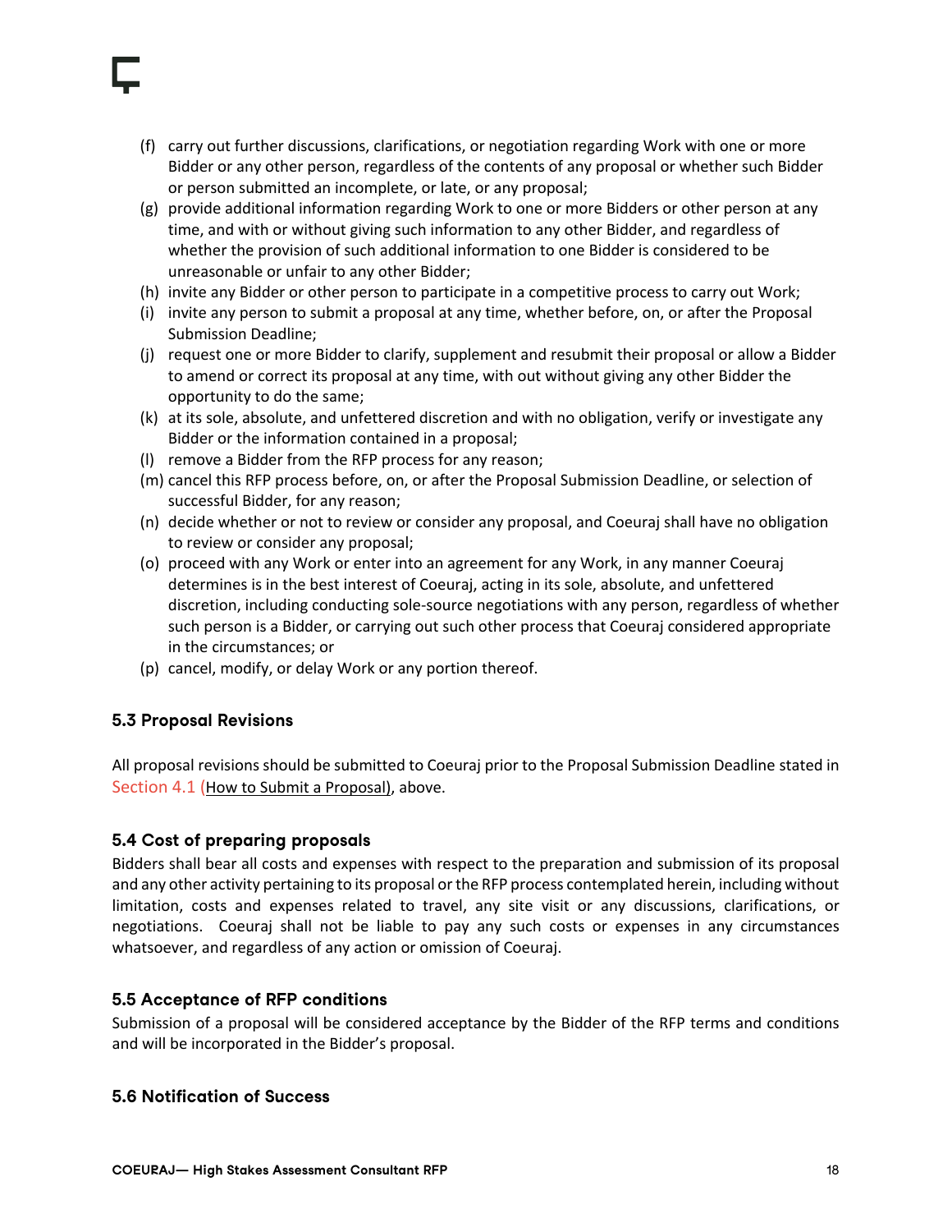(f) carry out further discussions, clarifications, or negotiation regarding Work with one or more Bidder or any other person, regardless of the contents of any proposal or whether such Bidder or person submitted an incomplete, or late, or any proposal;
(g) provide additional information regarding Work to one or more Bidders or other person at any time, and with or without giving such information to any other Bidder, and regardless of whether the provision of such additional information to one Bidder is considered to be unreasonable or unfair to any other Bidder;
(h) invite any Bidder or other person to participate in a competitive process to carry out Work;
(i) invite any person to submit a proposal at any time, whether before, on, or after the Proposal Submission Deadline;
(j) request one or more Bidder to clarify, supplement and resubmit their proposal or allow a Bidder to amend or correct its proposal at any time, with out without giving any other Bidder the opportunity to do the same;
(k) at its sole, absolute, and unfettered discretion and with no obligation, verify or investigate any Bidder or the information contained in a proposal;
(l) remove a Bidder from the RFP process for any reason;
(m) cancel this RFP process before, on, or after the Proposal Submission Deadline, or selection of successful Bidder, for any reason;
(n) decide whether or not to review or consider any proposal, and Coeuraj shall have no obligation to review or consider any proposal;
(o) proceed with any Work or enter into an agreement for any Work, in any manner Coeuraj determines is in the best interest of Coeuraj, acting in its sole, absolute, and unfettered discretion, including conducting sole-source negotiations with any person, regardless of whether such person is a Bidder, or carrying out such other process that Coeuraj considered appropriate in the circumstances; or
(p) cancel, modify, or delay Work or any portion thereof.

### 5.3 Proposal Revisions

All proposal revisions should be submitted to Coeuraj prior to the Proposal Submission Deadline stated in Section 4.1 (How to Submit a Proposal), above.

### 5.4 Cost of preparing proposals

Bidders shall bear all costs and expenses with respect to the preparation and submission of its proposal and any other activity pertaining to its proposal or the RFP process contemplated herein, including without limitation, costs and expenses related to travel, any site visit or any discussions, clarifications, or negotiations. Coeuraj shall not be liable to pay any such costs or expenses in any circumstances whatsoever, and regardless of any action or omission of Coeuraj.

### 5.5 Acceptance of RFP conditions

Submission of a proposal will be considered acceptance by the Bidder of the RFP terms and conditions and will be incorporated in the Bidder's proposal.

### 5.6 Notification of Success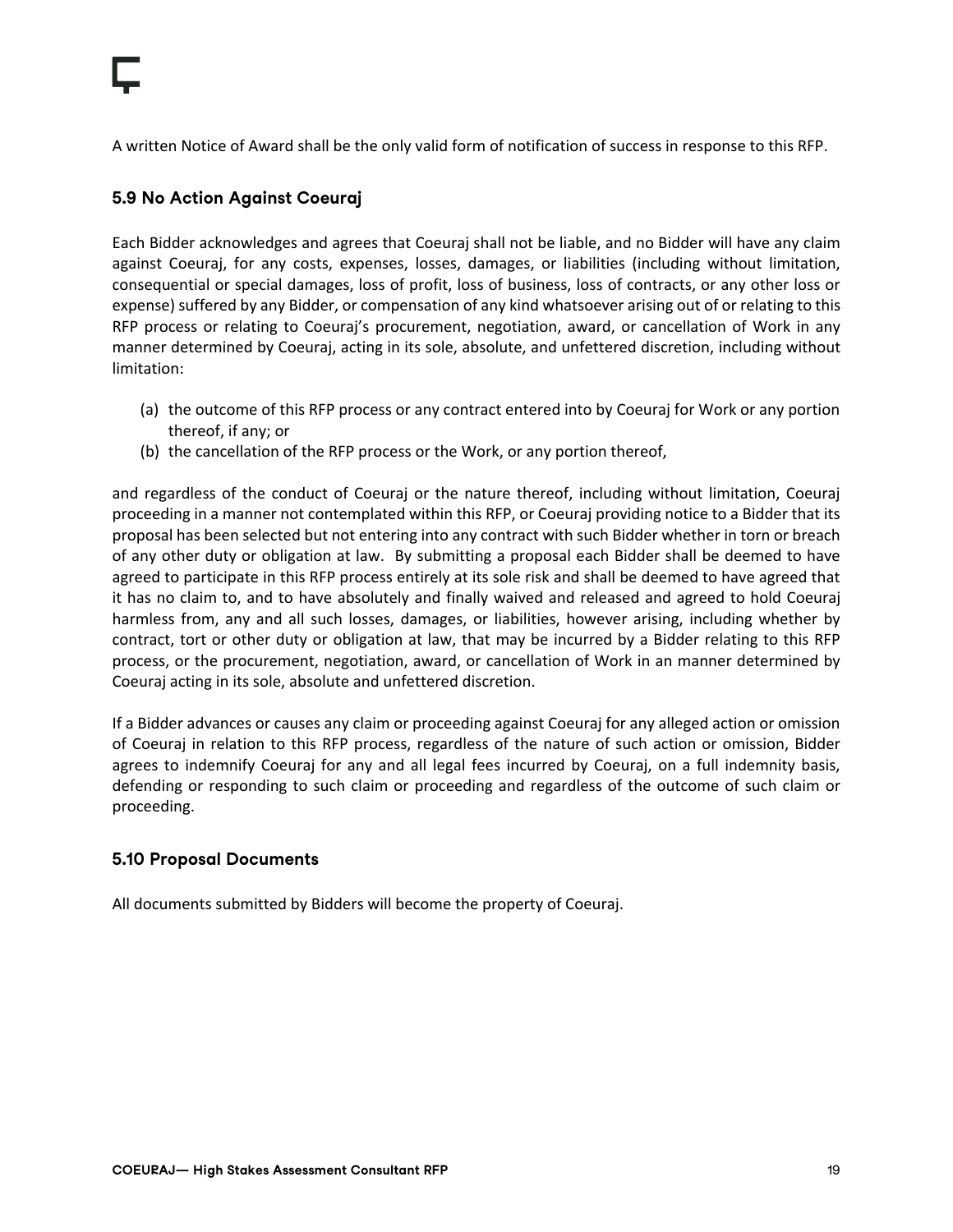A written Notice of Award shall be the only valid form of notification of success in response to this RFP.

### 5.9 No Action Against Coeuraj

Each Bidder acknowledges and agrees that Coeuraj shall not be liable, and no Bidder will have any claim against Coeuraj, for any costs, expenses, losses, damages, or liabilities (including without limitation, consequential or special damages, loss of profit, loss of business, loss of contracts, or any other loss or expense) suffered by any Bidder, or compensation of any kind whatsoever arising out of or relating to this RFP process or relating to Coeuraj's procurement, negotiation, award, or cancellation of Work in any manner determined by Coeuraj, acting in its sole, absolute, and unfettered discretion, including without limitation:

(a) the outcome of this RFP process or any contract entered into by Coeuraj for Work or any portion thereof, if any; or
(b) the cancellation of the RFP process or the Work, or any portion thereof,

and regardless of the conduct of Coeuraj or the nature thereof, including without limitation, Coeuraj proceeding in a manner not contemplated within this RFP, or Coeuraj providing notice to a Bidder that its proposal has been selected but not entering into any contract with such Bidder whether in torn or breach of any other duty or obligation at law. By submitting a proposal each Bidder shall be deemed to have agreed to participate in this RFP process entirely at its sole risk and shall be deemed to have agreed that it has no claim to, and to have absolutely and finally waived and released and agreed to hold Coeuraj harmless from, any and all such losses, damages, or liabilities, however arising, including whether by contract, tort or other duty or obligation at law, that may be incurred by a Bidder relating to this RFP process, or the procurement, negotiation, award, or cancellation of Work in an manner determined by Coeuraj acting in its sole, absolute and unfettered discretion.

If a Bidder advances or causes any claim or proceeding against Coeuraj for any alleged action or omission of Coeuraj in relation to this RFP process, regardless of the nature of such action or omission, Bidder agrees to indemnify Coeuraj for any and all legal fees incurred by Coeuraj, on a full indemnity basis, defending or responding to such claim or proceeding and regardless of the outcome of such claim or proceeding.

### 5.10 Proposal Documents

All documents submitted by Bidders will become the property of Coeuraj.